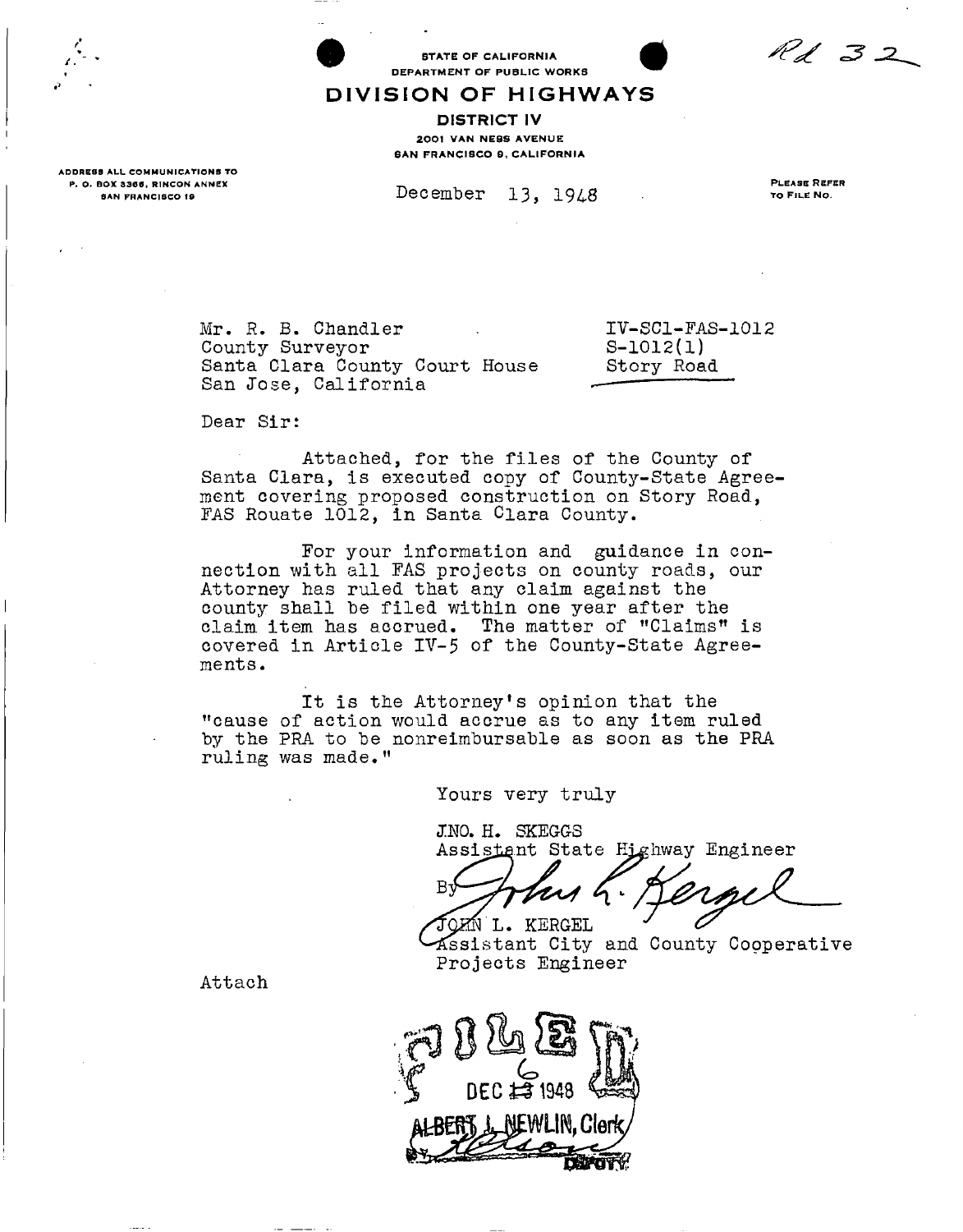Rd 32

STATE OF CALIFORNIA
DEPARTMENT OF PUBLIC WORKS

# DIVISION OF HIGHWAYS

**DISTRICT IV**

2001 VAN NESS AVENUE
SAN FRANCISCO 9, CALIFORNIA

ADDRESS ALL COMMUNICATIONS TO
P. O. BOX 3366, RINCON ANNEX
SAN FRANCISCO 19

December 13, 1948

PLEASE REFER
TO FILE NO.

Mr. R. B. Chandler
County Surveyor
Santa Clara County Court House
San Jose, California

IV-SCl-FAS-1012
S-1012(1)
Story Road

Dear Sir:

Attached, for the files of the County of Santa Clara, is executed copy of County-State Agreement covering proposed construction on Story Road, FAS Rouate 1012, in Santa Clara County.

For your information and guidance in connection with all FAS projects on county roads, our Attorney has ruled that any claim against the county shall be filed within one year after the claim item has accrued. The matter of "Claims" is covered in Article IV-5 of the County-State Agreements.

It is the Attorney's opinion that the "cause of action would accrue as to any item ruled by the PRA to be nonreimbursable as soon as the PRA ruling was made."

Yours very truly

JNO. H. SKEGGS
Assistant State Highway Engineer

By John L. Kergel

JOHN L. KERGEL
Assistant City and County Cooperative Projects Engineer

Attach

FILED
DEC 6 1948
ALBERT J. NEWLIN, Clerk
By ________ DEPUTY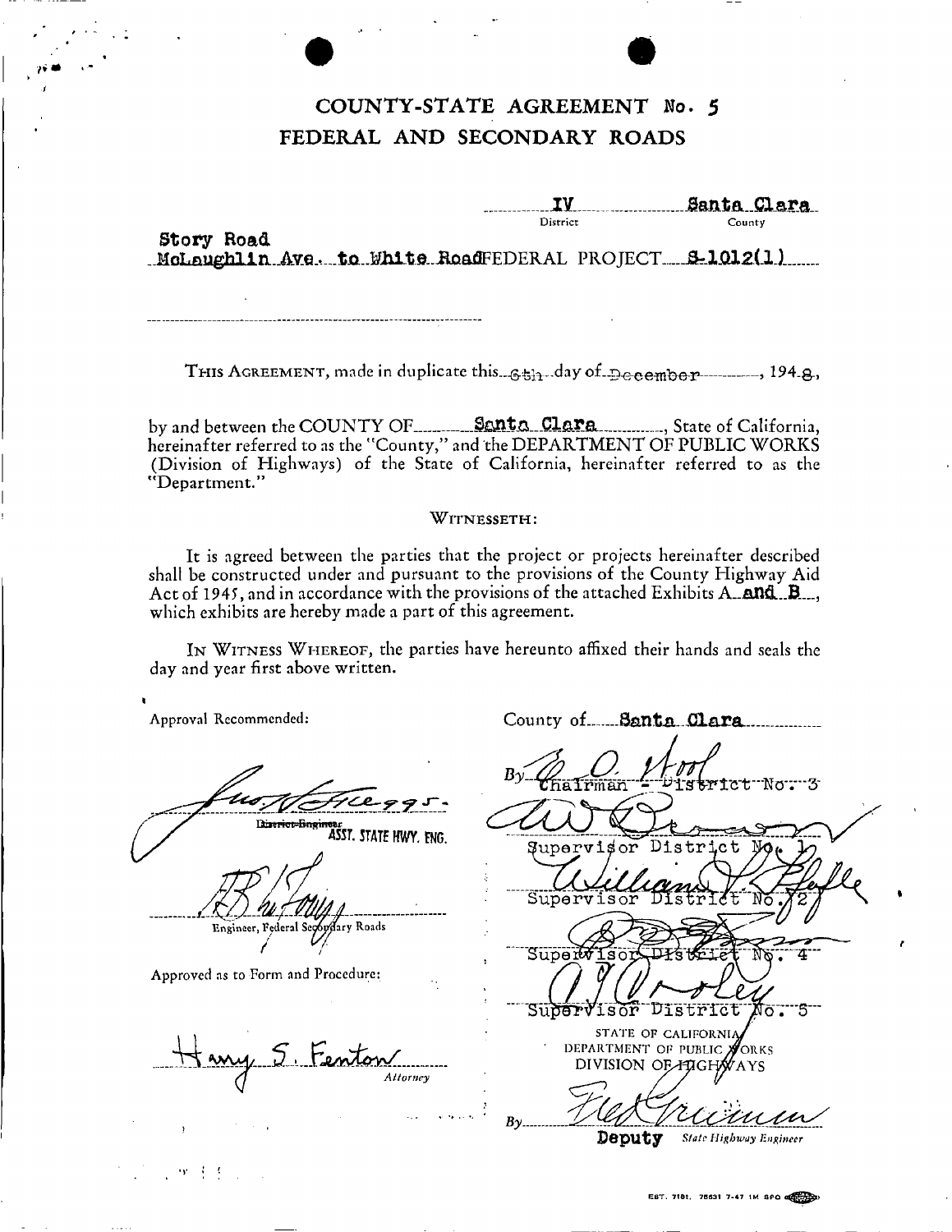# COUNTY-STATE AGREEMENT No. 5
## FEDERAL AND SECONDARY ROADS

IV — District    Santa Clara — County

Story Road
McLaughlin Ave. to White Road FEDERAL PROJECT S-1012(1)

THIS AGREEMENT, made in duplicate this 6th day of December, 1948,

by and between the COUNTY OF Santa Clara, State of California, hereinafter referred to as the "County," and the DEPARTMENT OF PUBLIC WORKS (Division of Highways) of the State of California, hereinafter referred to as the "Department."

WITNESSETH:

It is agreed between the parties that the project or projects hereinafter described shall be constructed under and pursuant to the provisions of the County Highway Aid Act of 1945, and in accordance with the provisions of the attached Exhibits A and B, which exhibits are hereby made a part of this agreement.

IN WITNESS WHEREOF, the parties have hereunto affixed their hands and seals the day and year first above written.

Approval Recommended:

~~District Engineer~~ ASST. STATE HWY. ENG.

Engineer, Federal Secondary Roads

Approved as to Form and Procedure:

Harry S. Fenton
Attorney

County of Santa Clara

By Chairman - District No. 3

Supervisor District No. 1

Supervisor District No. 2

Supervisor District No. 4

Supervisor District No. 5

STATE OF CALIFORNIA
DEPARTMENT OF PUBLIC WORKS
DIVISION OF HIGHWAYS

By
Deputy State Highway Engineer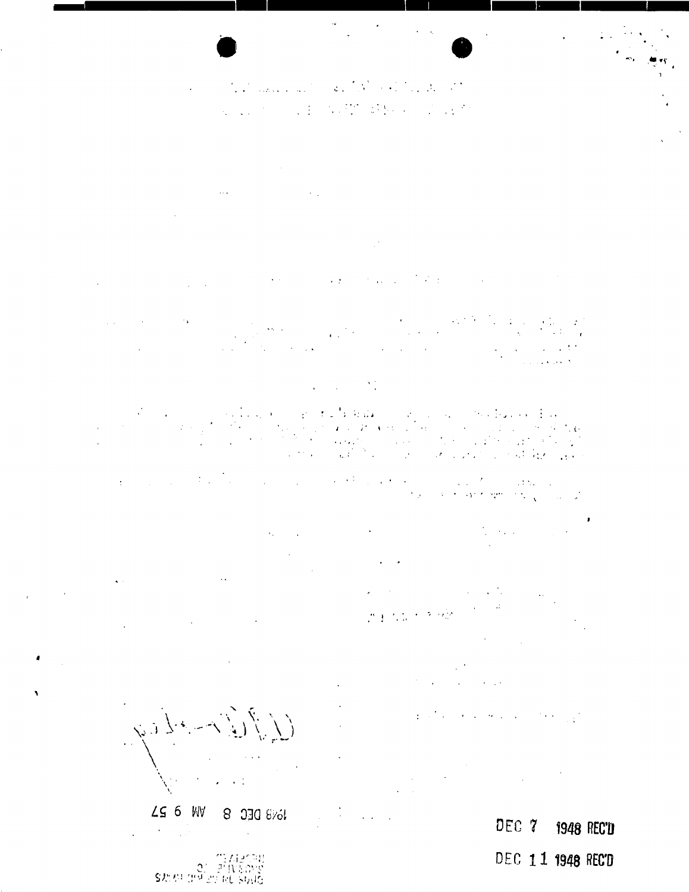1948 DEC 8 AM 9 57

DEC 7 1948 REC'D

DEC 11 1948 REC'D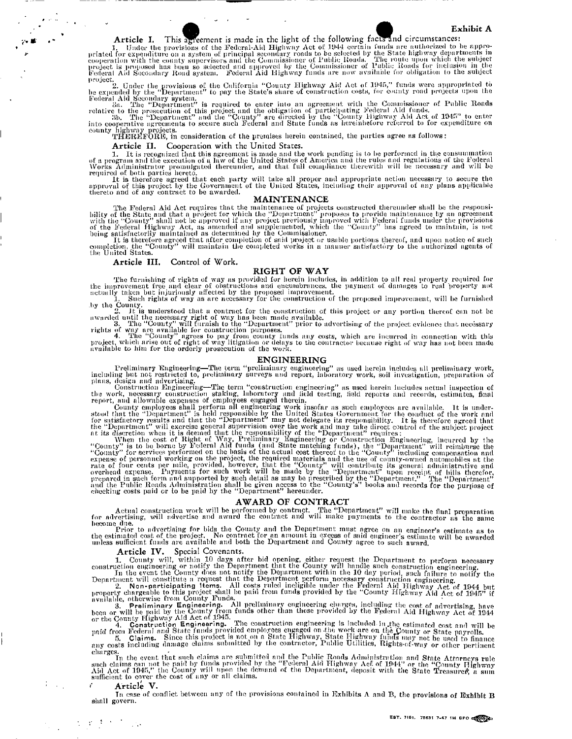**Exhibit A**

**Article I.** This agreement is made in the light of the following facts and circumstances:

1. Under the provisions of the Federal-Aid Highway Act of 1944 certain funds are authorized to be appropriated for expenditure on a system of principal secondary roads to be selected by the State highway departments in cooperation with the county supervisors and the Commissioner of Public Roads. The route upon which the subject project is proposed has been so selected and approved by the Commissioner of Public Roads for inclusion in the Federal Aid Secondary Road system. Federal Aid Highway funds are now available for obligation to the subject project.

2. Under the provisions of the California "County Highway Aid Act of 1945," funds were appropriated to be expended by the "Department" to pay the State's share of construction costs, for county road projects upon the Federal Aid Secondary system.

3a. The "Department" is required to enter into an agreement with the Commissioner of Public Roads relative to the prosecution of this project and the obligation of participating Federal Aid funds.

3b. The "Department" and the "County" are directed by the "County Highway Aid Act of 1945" to enter into cooperative agreements to secure such Federal and State funds as hereinbefore referred to for expenditure on county highway projects.

THEREFORE, in consideration of the premises herein contained, the parties agree as follows:

**Article II.** Cooperation with the United States.

1. It is recognized that this agreement is made and the work pending is to be performed in the consummation of a program and the execution of a law of the United States of America and the rules and regulations of the Federal Works Administrator promulgated thereunder, and that full compliance therewith will be necessary and will be required of both parties hereto.

It is therefore agreed that each party will take all proper and appropriate action necessary to secure the approval of this project by the Government of the United States, including their approval of any plans applicable thereto and of any contract to be awarded.

## MAINTENANCE

The Federal Aid Act requires that the maintenance of projects constructed thereunder shall be the responsibility of the State and that a project for which the "Department" proposes to provide maintenance by an agreement with the "County" shall not be approved if any project previously improved with Federal funds under the provisions of the Federal Highway Act, as amended and supplemented, which the "County" has agreed to maintain, is not being satisfactorily maintained as determined by the Commissioner.

It is therefore agreed that after completion of said project or usable portions thereof, and upon notice of such completion, the "County" will maintain the completed works in a manner satisfactory to the authorized agents of the United States.

**Article III.** Control of Work.

## RIGHT OF WAY

The furnishing of rights of way as provided for herein includes, in addition to all real property required for the improvement free and clear of obstructions and encumbrances, the payment of damages to real property not actually taken but injuriously affected by the proposed improvement.

1. Such rights of way as are necessary for the construction of the proposed improvement, will be furnished by the County.

2. It is understood that a contract for the construction of this project or any portion thereof can not be awarded until the necessary right of way has been made available.

3. The "County" will furnish to the "Department" prior to advertising of the project evidence that necessary rights of way are available for construction purposes.

4. The "County" agrees to pay from county funds any costs, which are incurred in connection with this project, which arise out of right of way litigation or delays to the contractor because right of way has not been made available to him for the orderly prosecution of the work.

## ENGINEERING

Preliminary Engineering—The term "preliminary engineering" as used herein includes all preliminary work, including but not restricted to, preliminary surveys and report, laboratory work, soil investigation, preparation of plans, design and advertising.

Construction Engineering—The term "construction engineering" as used herein includes actual inspection of the work, necessary construction staking, laboratory and field testing, field reports and records, estimates, final report, and allowable expenses of employees engaged therein.

County employees shall perform all engineering work insofar as such employees are available. It is understood that the "Department" is held responsible by the United States Government for the conduct of the work and for satisfactory results and that the "Department" may not delegate its responsibility. It is therefore agreed that the "Department" will exercise general supervision over the work and may take direct control of the subject project at its discretion when it is deemed that the responsibility of the "Department" requires:

When the cost of Right of Way, Preliminary Engineering or Construction Engineering, incurred by the "County" is to be borne by Federal Aid funds (and State matching funds), the "Department" will reimburse the "County" for services performed on the basis of the actual cost thereof to the "County" including compensation and expense of personnel working on the project, the required materials and the use of county-owned automobiles at the rate of four cents per mile, provided, however, that the "County" will contribute its general administrative and overhead expense. Payments for such work will be made by the "Department" upon receipt of bills therefor, prepared in such form and supported by such detail as may be prescribed by the "Department." The "Department" and the Public Roads Administration shall be given access to the "County's" books and records for the purpose of checking costs paid or to be paid by the "Department" hereunder.

## AWARD OF CONTRACT

Actual construction work will be performed by contract. The "Department" will make the final preparation for advertising, will advertise and award the contract and will make payments to the contractor as the same become due.

Prior to advertising for bids the County and the Department must agree on an engineer's estimate as to the estimated cost of the project. No contract for an amount in excess of said engineer's estimate will be awarded unless sufficient funds are available and both the Department and County agree to such award.

**Article IV.** Special Covenants.

1. County will, within 10 days after bid opening, either request the Department to perform necessary construction engineering or notify the Department that the County will handle such construction engineering.

In the event the County does not notify the Department within the 10 day period, such failure to notify the Department will constitute a request that the Department perform necessary construction engineering.

2. **Non-participating Items.** All costs ruled ineligible under the Federal Aid Highway Act of 1944 but properly chargeable to this project shall be paid from funds provided by the "County Highway Aid Act of 1945" if available, otherwise from County Funds.

3. **Preliminary Engineering.** All preliminary engineering charges, including the cost of advertising, have been or will be paid by the County from funds other than those provided by the Federal Aid Highway Act of 1944 or the County Highway Aid Act of 1945.

4. **Construction Engineering.** The construction engineering is included in the estimated cost and will be paid from Federal and State funds provided employees engaged on the work are on the County or State payrolls.

5. **Claims.** Since this project is not on a State Highway, State Highway funds may not be used to finance any costs including damage claims submitted by the contractor, Public Utilities, Rights-of-way or other pertinent charges.

In the event that such claims are submitted and the Public Roads Administration and State Attorneys rule such claims can not be paid by funds provided by the "Federal Aid Highway Act of 1944" or the "County Highway Aid Act of 1945," the County will upon the demand of the Department, deposit with the State Treasurer a sum sufficient to cover the cost of any or all claims.

**Article V.**

In case of conflict between any of the provisions contained in Exhibits A and B, the provisions of Exhibit B shall govern.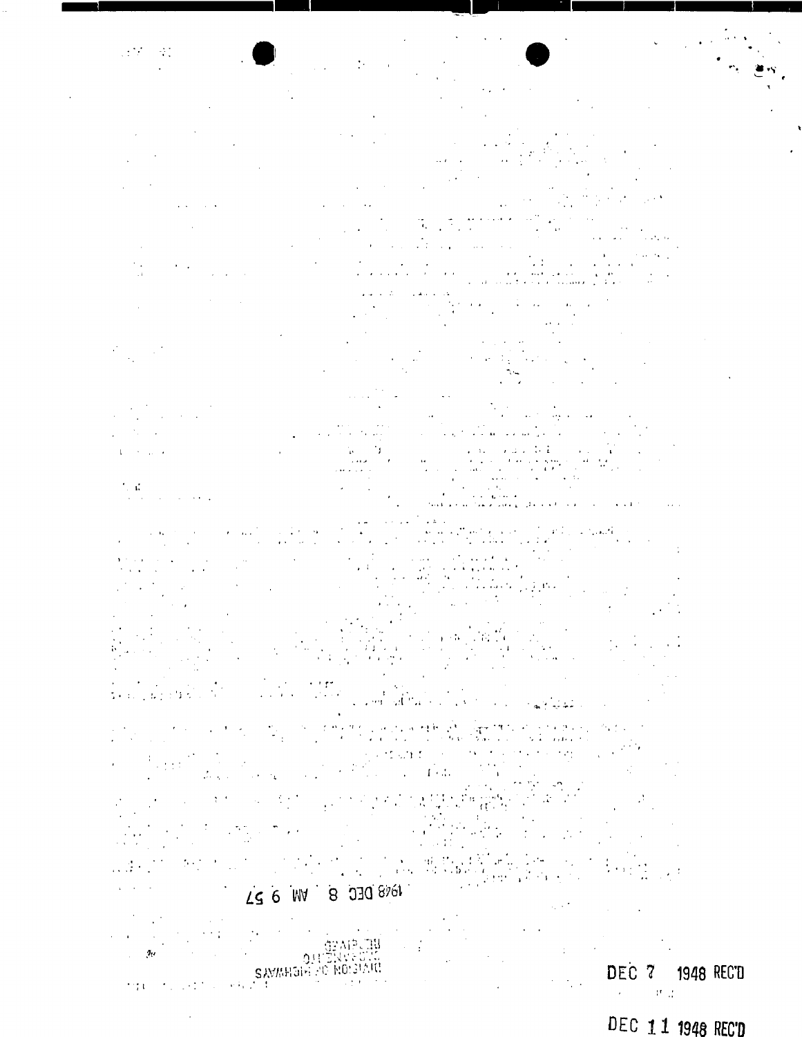1948 DEC 8 AM 9 57

DIVISION OF HIGHWAYS

RECEIVED

DEC 7 1948 REC'D

DEC 11 1948 REC'D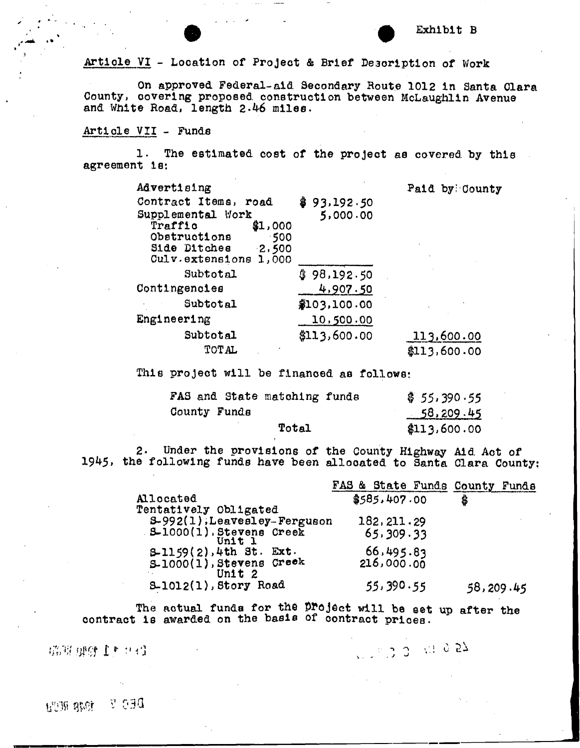Exhibit B

Article VI - Location of Project & Brief Description of Work

On approved Federal-aid Secondary Route 1012 in Santa Clara County, covering proposed construction between McLaughlin Avenue and White Road, length 2.46 miles.

Article VII - Funds

1. The estimated cost of the project as covered by this agreement is:

| | | | Paid by County |
|---|---|---|---|
| Advertising | | | |
| Contract Items, road | | $ 93,192.50 | |
| Supplemental Work | | 5,000.00 | |
| Traffic | $1,000 | | |
| Obstructions | 500 | | |
| Side Ditches | 2,500 | | |
| Culv.extensions | 1,000 | | |
| Subtotal | | $ 98,192.50 | |
| Contingencies | | 4,907.50 | |
| Subtotal | | $103,100.00 | |
| Engineering | | 10,500.00 | |
| Subtotal | | $113,600.00 | 113,600.00 |
| TOTAL | | | $113,600.00 |

This project will be financed as follows:

| | |
|---|---|
| FAS and State matching funds | $ 55,390.55 |
| County Funds | 58,209.45 |
| Total | $113,600.00 |

2. Under the provisions of the County Highway Aid Act of 1945, the following funds have been allocated to Santa Clara County:

| | FAS & State Funds | County Funds |
|---|---|---|
| Allocated | $585,407.00 | $ |
| Tentatively Obligated | | |
| S-992(1),Leavesley-Ferguson | 182,211.29 | |
| S-1000(1),Stevens Creek Unit 1 | 65,309.33 | |
| S-1159(2),4th St. Ext. | 66,495.83 | |
| S-1000(1),Stevens Creek Unit 2 | 216,000.00 | |
| S-1012(1),Story Road | 55,390.55 | 58,209.45 |

The actual funds for the project will be set up after the contract is awarded on the basis of contract prices.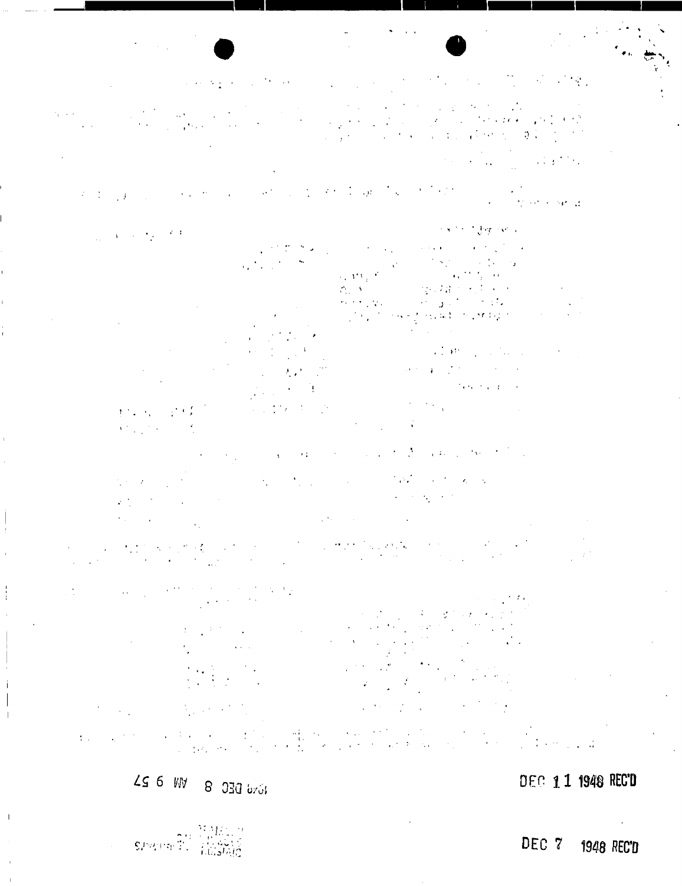1948 DEC 8 AM 9 57

DEC 11 1948 REC'D

DEC 7 1948 REC'D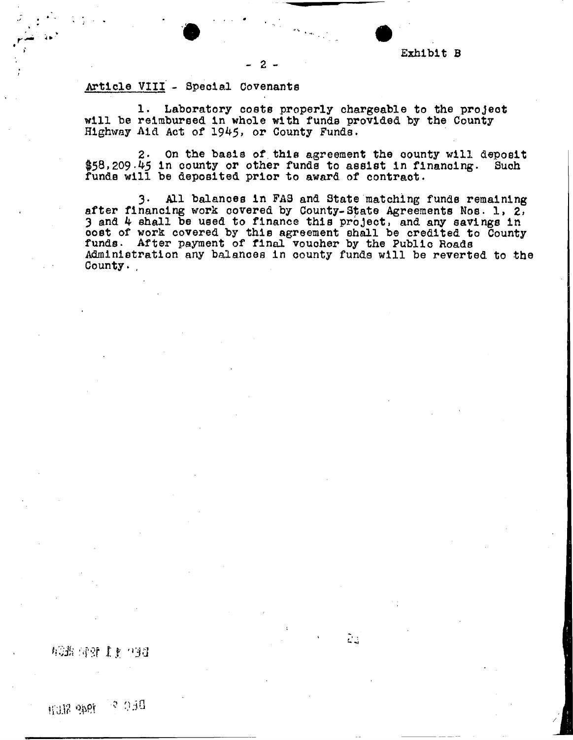Exhibit B

Article VIII - Special Covenants

1. Laboratory costs properly chargeable to the project will be reimbursed in whole with funds provided by the County Highway Aid Act of 1945, or County Funds.

2. On the basis of this agreement the county will deposit $58,209.45 in county or other funds to assist in financing. Such funds will be deposited prior to award of contract.

3. All balances in FAS and State matching funds remaining after financing work covered by County-State Agreements Nos. 1, 2, 3 and 4 shall be used to finance this project, and any savings in cost of work covered by this agreement shall be credited to County funds. After payment of final voucher by the Public Roads Administration any balances in county funds will be reverted to the County.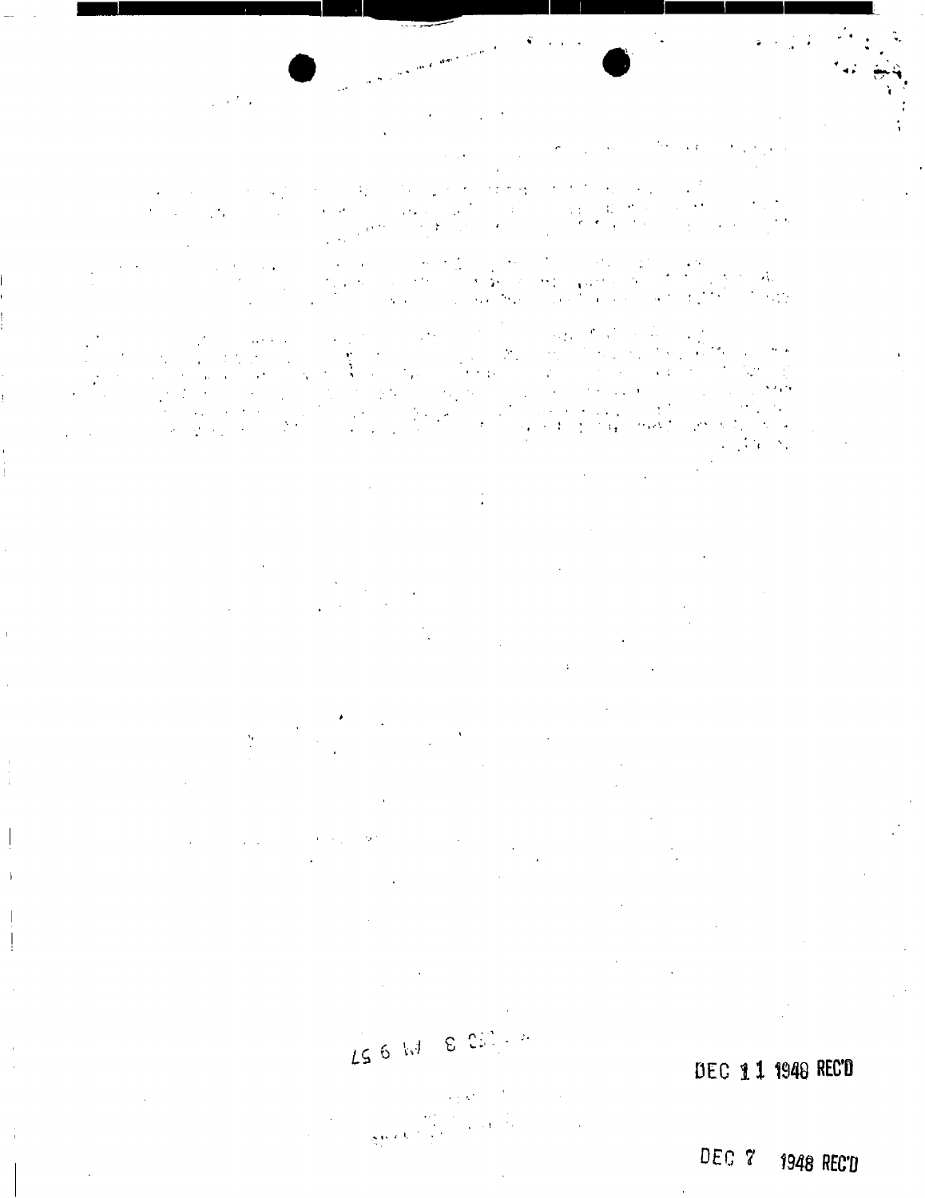DEC 11 1948 REC'D

DEC 7 1948 REC'D